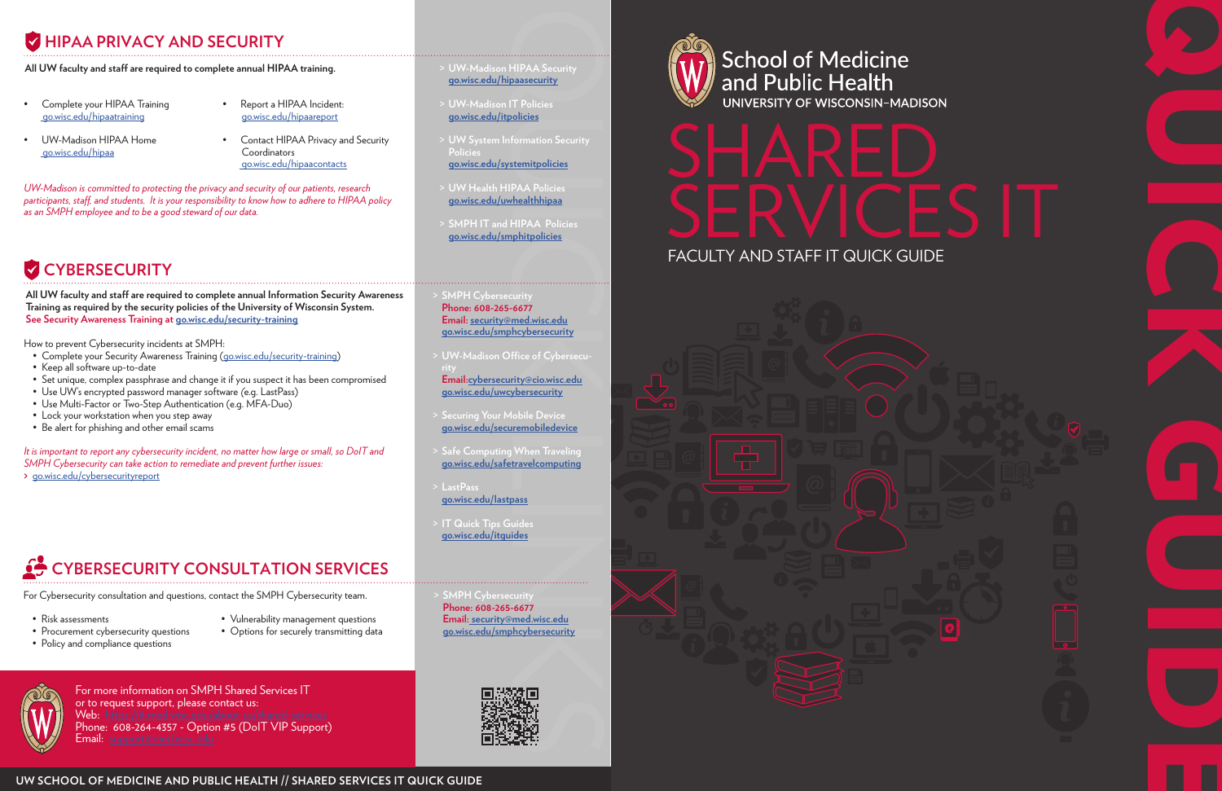# HIPAA PRIVACY AND SECURITY

**All UW faculty and staff are required to complete annual HIPAA training.**

- Complete your HIPAA Training go.wisc.edu/hipaatraining
- UW-Madison HIPAA Home go.wisc.edu/hipaa
- Report a HIPAA Incident: go.wisc.edu/hipaareport
- Contact HIPAA Privacy and Security Coordinators go.wisc.edu/hipaacontacts

*UW-Madison is committed to protecting the privacy and security of our patients, research participants, staff and students. It is your responsibility to know how to adhere to HIPAA policy as an SMPH employee and to be a good steward of our data.*

> UW-Madison HIPAA Security go.wisc.edu/hipaasecurity

> UW-Madison IT Policies go.wisc.edu/itpolicies

> UW System Information Security Policies go.wisc.edu/systemitpolicies

> UW Health HIPAA Policies go.wisc.edu/uwhealthhipaa

> SMPH IT and HIPAA Policies go.wisc.edu/smphitpolicies

# CYBERSECURITY

**All UW faculty and staff are required to complete annual Information Security Awareness Training as required by the security policies of the University of Wisconsin System.**
**See Security Awareness Training at go.wisc.edu/security-training**

How to prevent Cybersecurity incidents at SMPH:

- Complete your Security Awareness Training (go.wisc.edu/security-training)
- Keep all software up-to-date
- Set unique, complex passphrase and change it if you suspect it has been compromised
- Use UW's encrypted password manager software (e.g. LastPass)
- Use Multi-Factor or Two-Step Authentication (e.g. MFA-Duo)
- Lock your workstation when you step away
- Be alert for phishing and other email scams

*It is important to report any cybersecurity incident, no matter how large or small, so DoIT and SMPH Cybersecurity can take action to remediate and prevent further issues:*

> go.wisc.edu/cybersecurityreport

> SMPH Cybersecurity
> Phone: 608-265-6677
> Email: security@med.wisc.edu
> go.wisc.edu/smphcybersecurity

> UW-Madison Office of Cybersecurity
> Email: cybersecurity@cio.wisc.edu
> go.wisc.edu/uwcybersecurity

> Securing Your Mobile Device go.wisc.edu/securemobiledevice

> Safe Computing When Traveling go.wisc.edu/safetravelcomputing

> LastPass go.wisc.edu/lastpass

> IT Quick Tips Guides go.wisc.edu/itguides

# CYBERSECURITY CONSULTATION SERVICES

For Cybersecurity consultation and questions, contact the SMPH Cybersecurity team.

- Risk assessments
- Procurement cybersecurity questions
- Policy and compliance questions
- Vulnerability management questions
- Options for securely transmitting data

> SMPH Cybersecurity
> Phone: 608-265-6677
> Email: security@med.wisc.edu
> go.wisc.edu/smphcybersecurity

For more information on SMPH Shared Services IT or to request support, please contact us:
Web: https://it.med.wisc.edu/
Phone: 608-264-4357 - Option #5 (DoIT VIP Support)
Email: help@med.wisc.edu

# School of Medicine and Public Health
UNIVERSITY OF WISCONSIN–MADISON

# SHARED SERVICES IT

## FACULTY AND STAFF IT QUICK GUIDE

QUICK GUIDE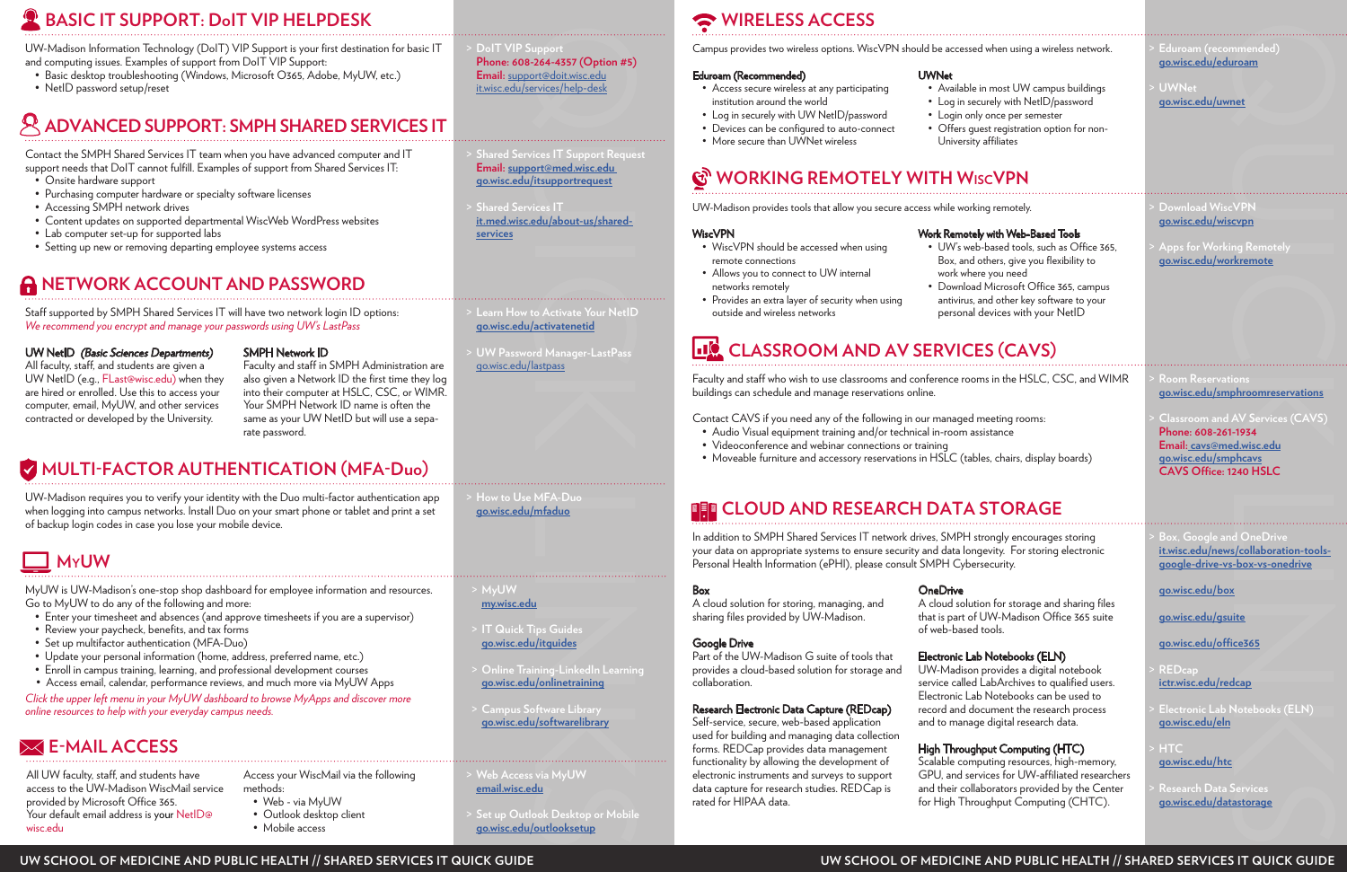## BASIC IT SUPPORT: DoIT VIP HELPDESK

UW-Madison Information Technology (DoIT) VIP Support is your first destination for basic IT and computing issues. Examples of support from DoIT VIP Support:

- Basic desktop troubleshooting (Windows, Microsoft O365, Adobe, MyUW, etc.)
- NetID password setup/reset

> DoIT VIP Support
**Phone: 608-264-4357 (Option #5)**
**Email:** support@doit.wisc.edu
it.wisc.edu/services/help-desk

## ADVANCED SUPPORT: SMPH SHARED SERVICES IT

Contact the SMPH Shared Services IT team when you have advanced computer and IT support needs that DoIT cannot fulfill. Examples of support from Shared Services IT:

- Onsite hardware support
- Purchasing computer hardware or specialty software licenses
- Accessing SMPH network drives
- Content updates on supported departmental WiscWeb WordPress websites
- Lab computer set-up for supported labs
- Setting up new or removing departing employee systems access

> Shared Services IT Support Request
**Email:** support@med.wisc.edu
go.wisc.edu/itsupportrequest

> Shared Services IT
it.med.wisc.edu/about-us/shared-services

## NETWORK ACCOUNT AND PASSWORD

Staff supported by SMPH Shared Services IT will have two network login ID options:
*We recommend you encrypt and manage your passwords using UW's LastPass*

**UW NetID** ***(Basic Sciences Departments)***
All faculty, staff, and students are given a UW NetID (e.g., FLast@wisc.edu) when they are hired or enrolled. Use this to access your computer, email, MyUW, and other services contracted or developed by the University.

**SMPH Network ID**
Faculty and staff in SMPH Administration are also given a Network ID the first time they log into their computer at HSLC, CSC, or WIMR. Your SMPH Network ID name is often the same as your UW NetID but will use a separate password.

> Learn How to Activate Your NetID
go.wisc.edu/activatenetid

> UW Password Manager-LastPass
go.wisc.edu/lastpass

## MULTI-FACTOR AUTHENTICATION (MFA-Duo)

UW-Madison requires you to verify your identity with the Duo multi-factor authentication app when logging into campus networks. Install Duo on your smart phone or tablet and print a set of backup login codes in case you lose your mobile device.

> How to Use MFA-Duo
go.wisc.edu/mfaduo

## MyUW

MyUW is UW-Madison's one-stop shop dashboard for employee information and resources. Go to MyUW to do any of the following and more:

- Enter your timesheet and absences (and approve timesheets if you are a supervisor)
- Review your paycheck, benefits, and tax forms
- Set up multifactor authentication (MFA-Duo)
- Update your personal information (home, address, preferred name, etc.)
- Enroll in campus training, learning, and professional development courses
- Access email, calendar, performance reviews, and much more via MyUW Apps

*Click the upper left menu in your MyUW dashboard to browse MyApps and discover more online resources to help with your everyday campus needs.*

> MyUW
my.wisc.edu

> IT Quick Tips Guides
go.wisc.edu/itguides

> Online Training-LinkedIn Learning
go.wisc.edu/onlinetraining

> Campus Software Library
go.wisc.edu/softwarelibrary

## E-MAIL ACCESS

All UW faculty, staff, and students have access to the UW-Madison WiscMail service provided by Microsoft Office 365. Your default email address is your NetID@wisc.edu

Access your WiscMail via the following methods:

- Web - via MyUW
- Outlook desktop client
- Mobile access

> Web Access via MyUW
email.wisc.edu

> Set up Outlook Desktop or Mobile
go.wisc.edu/outlooksetup

## WIRELESS ACCESS

Campus provides two wireless options. WiscVPN should be accessed when using a wireless network.

**Eduroam (Recommended)**

- Access secure wireless at any participating institution around the world
- Log in securely with UW NetID/password
- Devices can be configured to auto-connect
- More secure than UWNet wireless

**UWNet**

- Available in most UW campus buildings
- Log in securely with NetID/password
- Login only once per semester
- Offers guest registration option for non-University affiliates

> Eduroam (recommended)
go.wisc.edu/eduroam

> UWNet
go.wisc.edu/uwnet

## WORKING REMOTELY WITH WiscVPN

UW-Madison provides tools that allow you secure access while working remotely.

**WiscVPN**

- WiscVPN should be accessed when using remote connections
- Allows you to connect to UW internal networks remotely
- Provides an extra layer of security when using outside and wireless networks

**Work Remotely with Web-Based Tools**

- UW's web-based tools, such as Office 365, Box, and others, give you flexibility to work where you need
- Download Microsoft Office 365, campus antivirus, and other key software to your personal devices with your NetID

> Download WiscVPN
go.wisc.edu/wiscvpn

> Apps for Working Remotely
go.wisc.edu/workremote

## CLASSROOM AND AV SERVICES (CAVS)

Faculty and staff who wish to use classrooms and conference rooms in the HSLC, CSC, and WIMR buildings can schedule and manage reservations online.

Contact CAVS if you need any of the following in our managed meeting rooms:

- Audio Visual equipment training and/or technical in-room assistance
- Videoconference and webinar connections or training
- Moveable furniture and accessory reservations in HSLC (tables, chairs, display boards)

> Room Reservations
go.wisc.edu/smphroomreservations

> Classroom and AV Services (CAVS)
**Phone: 608-261-1934**
**Email:** cavs@med.wisc.edu
go.wisc.edu/smphcavs
**CAVS Office: 1240 HSLC**

## CLOUD AND RESEARCH DATA STORAGE

In addition to SMPH Shared Services IT network drives, SMPH strongly encourages storing your data on appropriate systems to ensure security and data longevity. For storing electronic Personal Health Information (ePHI), please consult SMPH Cybersecurity.

**Box**
A cloud solution for storing, managing, and sharing files provided by UW-Madison.

**Google Drive**
Part of the UW-Madison G suite of tools that provides a cloud-based solution for storage and collaboration.

**Research Electronic Data Capture (REDcap)**
Self-service, secure, web-based application used for building and managing data collection forms. REDCap provides data management functionality by allowing the development of electronic instruments and surveys to support data capture for research studies. REDCap is rated for HIPAA data.

**OneDrive**
A cloud solution for storage and sharing files that is part of UW-Madison Office 365 suite of web-based tools.

**Electronic Lab Notebooks (ELN)**
UW-Madison provides a digital notebook service called LabArchives to qualified users. Electronic Lab Notebooks can be used to record and document the research process and to manage digital research data.

**High Throughput Computing (HTC)**
Scalable computing resources, high-memory, GPU, and services for UW-affiliated researchers and their collaborators provided by the Center for High Throughput Computing (CHTC).

> Box, Google and OneDrive
it.wisc.edu/news/collaboration-tools-google-drive-vs-box-vs-onedrive

go.wisc.edu/box

go.wisc.edu/gsuite

go.wisc.edu/office365

> REDcap
ictr.wisc.edu/redcap

> Electronic Lab Notebooks (ELN)
go.wisc.edu/eln

> HTC
go.wisc.edu/htc

> Research Data Services
go.wisc.edu/datastorage